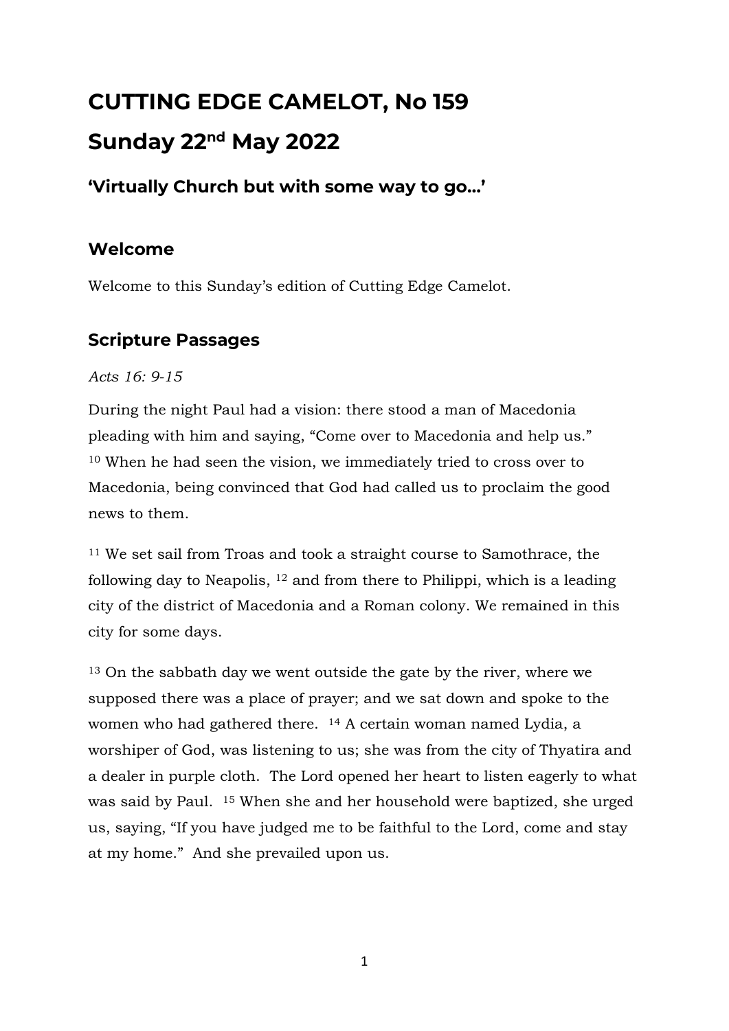# CUTTING EDGE CAMELOT, No 159

# Sunday 22nd May 2022

### 'Virtually Church but with some way to go…'

## Welcome

Welcome to this Sunday's edition of Cutting Edge Camelot.

## Scripture Passages

*Acts 16: 9-15*

During the night Paul had a vision: there stood a man of Macedonia pleading with him and saying, "Come over to Macedonia and help us." [10] When he had seen the vision, we immediately tried to cross over to Macedonia, being convinced that God had called us to proclaim the good news to them.

[11] We set sail from Troas and took a straight course to Samothrace, the following day to Neapolis, [12] and from there to Philippi, which is a leading city of the district of Macedonia and a Roman colony. We remained in this city for some days.

[13] On the sabbath day we went outside the gate by the river, where we supposed there was a place of prayer; and we sat down and spoke to the women who had gathered there. [14] A certain woman named Lydia, a worshiper of God, was listening to us; she was from the city of Thyatira and a dealer in purple cloth. The Lord opened her heart to listen eagerly to what was said by Paul. [15] When she and her household were baptized, she urged us, saying, "If you have judged me to be faithful to the Lord, come and stay at my home." And she prevailed upon us.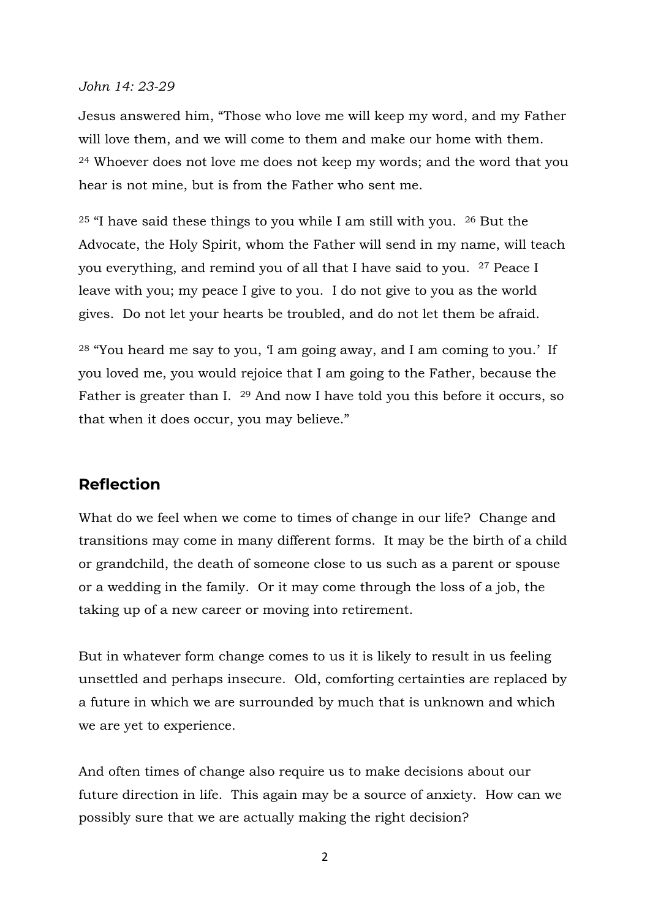*John 14: 23-29*

Jesus answered him, "Those who love me will keep my word, and my Father will love them, and we will come to them and make our home with them. [24] Whoever does not love me does not keep my words; and the word that you hear is not mine, but is from the Father who sent me.

[25] "I have said these things to you while I am still with you. [26] But the Advocate, the Holy Spirit, whom the Father will send in my name, will teach you everything, and remind you of all that I have said to you. [27] Peace I leave with you; my peace I give to you. I do not give to you as the world gives. Do not let your hearts be troubled, and do not let them be afraid.

[28] "You heard me say to you, 'I am going away, and I am coming to you.' If you loved me, you would rejoice that I am going to the Father, because the Father is greater than I. [29] And now I have told you this before it occurs, so that when it does occur, you may believe."

## Reflection

What do we feel when we come to times of change in our life? Change and transitions may come in many different forms. It may be the birth of a child or grandchild, the death of someone close to us such as a parent or spouse or a wedding in the family. Or it may come through the loss of a job, the taking up of a new career or moving into retirement.

But in whatever form change comes to us it is likely to result in us feeling unsettled and perhaps insecure. Old, comforting certainties are replaced by a future in which we are surrounded by much that is unknown and which we are yet to experience.

And often times of change also require us to make decisions about our future direction in life. This again may be a source of anxiety. How can we possibly sure that we are actually making the right decision?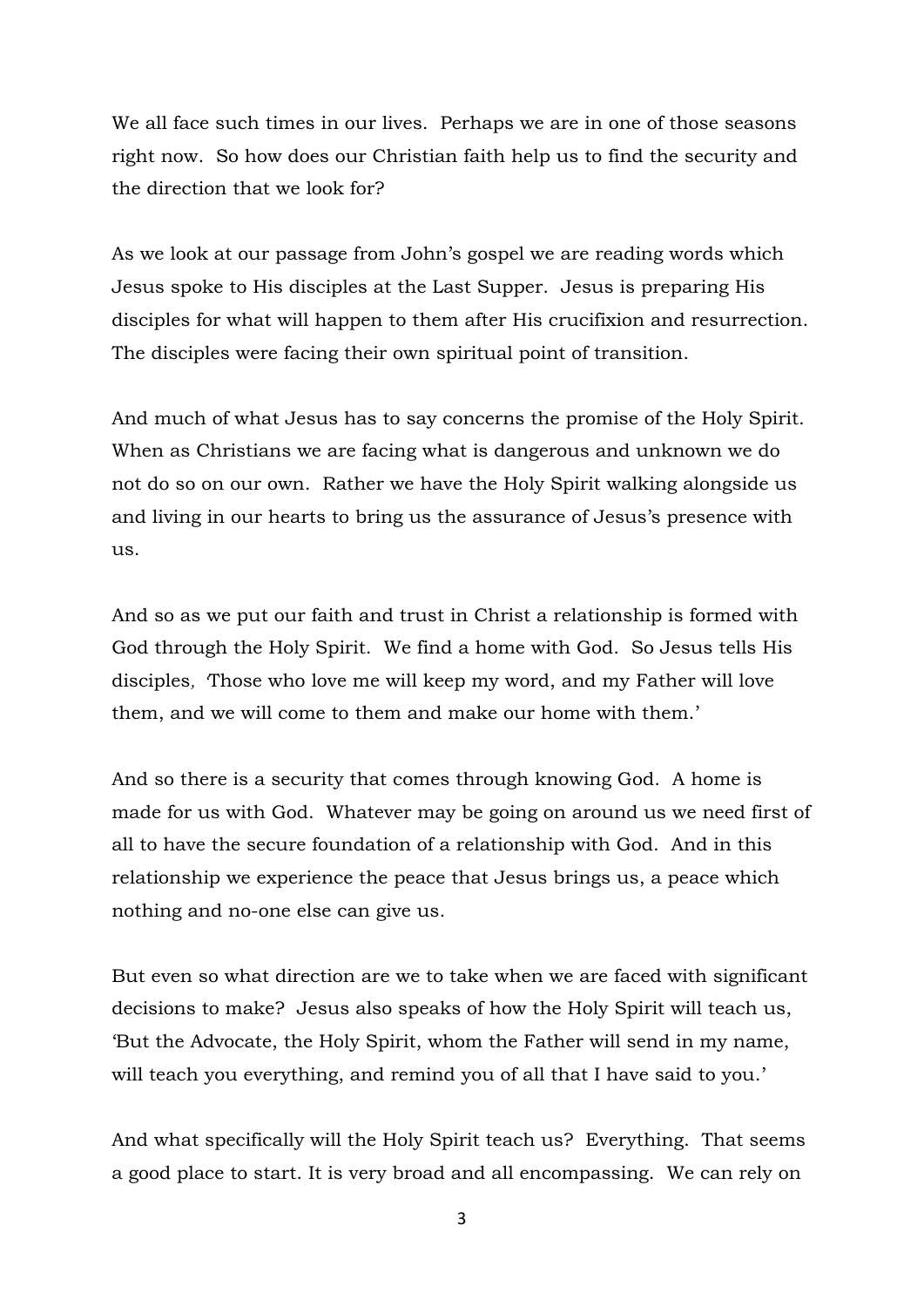We all face such times in our lives. Perhaps we are in one of those seasons right now. So how does our Christian faith help us to find the security and the direction that we look for?

As we look at our passage from John's gospel we are reading words which Jesus spoke to His disciples at the Last Supper. Jesus is preparing His disciples for what will happen to them after His crucifixion and resurrection. The disciples were facing their own spiritual point of transition.

And much of what Jesus has to say concerns the promise of the Holy Spirit. When as Christians we are facing what is dangerous and unknown we do not do so on our own. Rather we have the Holy Spirit walking alongside us and living in our hearts to bring us the assurance of Jesus's presence with us.

And so as we put our faith and trust in Christ a relationship is formed with God through the Holy Spirit. We find a home with God. So Jesus tells His disciples, 'Those who love me will keep my word, and my Father will love them, and we will come to them and make our home with them.'

And so there is a security that comes through knowing God. A home is made for us with God. Whatever may be going on around us we need first of all to have the secure foundation of a relationship with God. And in this relationship we experience the peace that Jesus brings us, a peace which nothing and no-one else can give us.

But even so what direction are we to take when we are faced with significant decisions to make? Jesus also speaks of how the Holy Spirit will teach us, 'But the Advocate, the Holy Spirit, whom the Father will send in my name, will teach you everything, and remind you of all that I have said to you.'

And what specifically will the Holy Spirit teach us? Everything. That seems a good place to start. It is very broad and all encompassing. We can rely on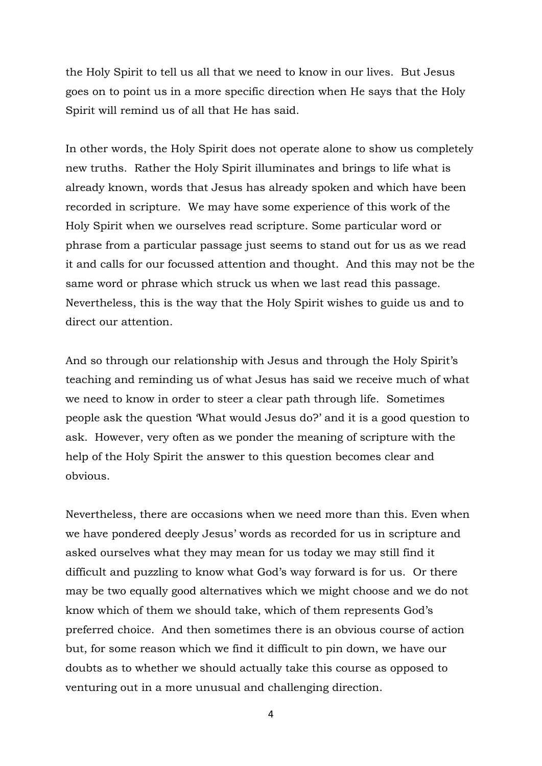the Holy Spirit to tell us all that we need to know in our lives. But Jesus goes on to point us in a more specific direction when He says that the Holy Spirit will remind us of all that He has said.

In other words, the Holy Spirit does not operate alone to show us completely new truths. Rather the Holy Spirit illuminates and brings to life what is already known, words that Jesus has already spoken and which have been recorded in scripture. We may have some experience of this work of the Holy Spirit when we ourselves read scripture. Some particular word or phrase from a particular passage just seems to stand out for us as we read it and calls for our focussed attention and thought. And this may not be the same word or phrase which struck us when we last read this passage. Nevertheless, this is the way that the Holy Spirit wishes to guide us and to direct our attention.

And so through our relationship with Jesus and through the Holy Spirit's teaching and reminding us of what Jesus has said we receive much of what we need to know in order to steer a clear path through life. Sometimes people ask the question 'What would Jesus do?' and it is a good question to ask. However, very often as we ponder the meaning of scripture with the help of the Holy Spirit the answer to this question becomes clear and obvious.

Nevertheless, there are occasions when we need more than this. Even when we have pondered deeply Jesus' words as recorded for us in scripture and asked ourselves what they may mean for us today we may still find it difficult and puzzling to know what God's way forward is for us. Or there may be two equally good alternatives which we might choose and we do not know which of them we should take, which of them represents God's preferred choice. And then sometimes there is an obvious course of action but, for some reason which we find it difficult to pin down, we have our doubts as to whether we should actually take this course as opposed to venturing out in a more unusual and challenging direction.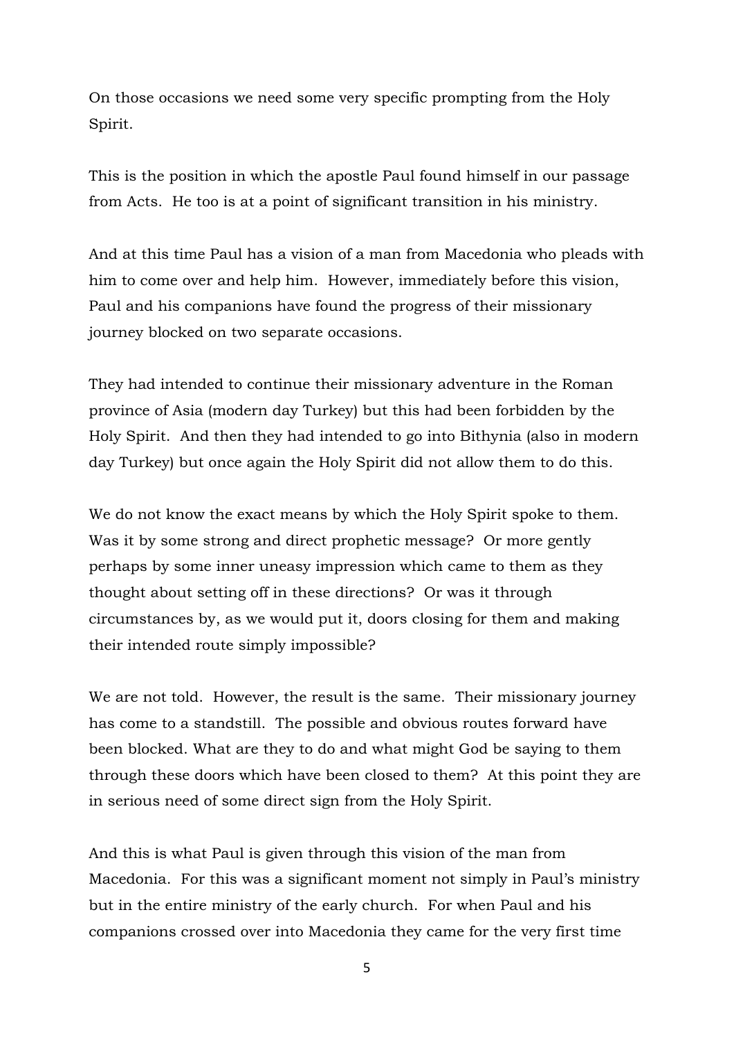On those occasions we need some very specific prompting from the Holy Spirit.

This is the position in which the apostle Paul found himself in our passage from Acts. He too is at a point of significant transition in his ministry.

And at this time Paul has a vision of a man from Macedonia who pleads with him to come over and help him. However, immediately before this vision, Paul and his companions have found the progress of their missionary journey blocked on two separate occasions.

They had intended to continue their missionary adventure in the Roman province of Asia (modern day Turkey) but this had been forbidden by the Holy Spirit. And then they had intended to go into Bithynia (also in modern day Turkey) but once again the Holy Spirit did not allow them to do this.

We do not know the exact means by which the Holy Spirit spoke to them. Was it by some strong and direct prophetic message? Or more gently perhaps by some inner uneasy impression which came to them as they thought about setting off in these directions? Or was it through circumstances by, as we would put it, doors closing for them and making their intended route simply impossible?

We are not told. However, the result is the same. Their missionary journey has come to a standstill. The possible and obvious routes forward have been blocked. What are they to do and what might God be saying to them through these doors which have been closed to them? At this point they are in serious need of some direct sign from the Holy Spirit.

And this is what Paul is given through this vision of the man from Macedonia. For this was a significant moment not simply in Paul's ministry but in the entire ministry of the early church. For when Paul and his companions crossed over into Macedonia they came for the very first time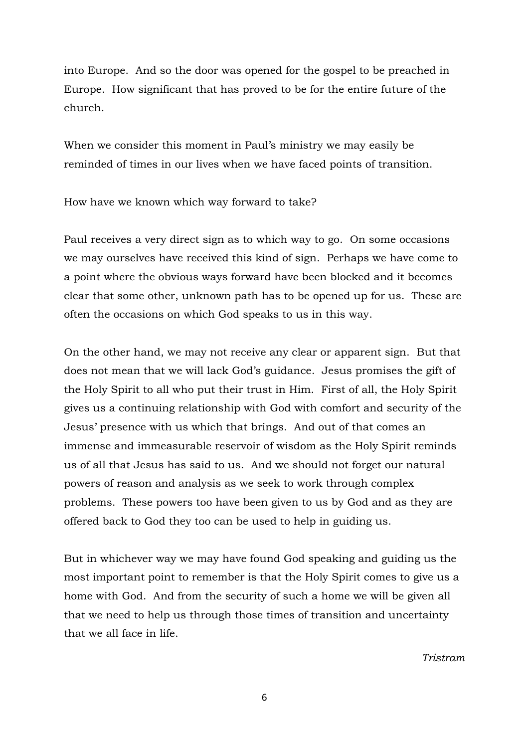into Europe. And so the door was opened for the gospel to be preached in Europe. How significant that has proved to be for the entire future of the church.

When we consider this moment in Paul's ministry we may easily be reminded of times in our lives when we have faced points of transition.

How have we known which way forward to take?

Paul receives a very direct sign as to which way to go. On some occasions we may ourselves have received this kind of sign. Perhaps we have come to a point where the obvious ways forward have been blocked and it becomes clear that some other, unknown path has to be opened up for us. These are often the occasions on which God speaks to us in this way.

On the other hand, we may not receive any clear or apparent sign. But that does not mean that we will lack God's guidance. Jesus promises the gift of the Holy Spirit to all who put their trust in Him. First of all, the Holy Spirit gives us a continuing relationship with God with comfort and security of the Jesus' presence with us which that brings. And out of that comes an immense and immeasurable reservoir of wisdom as the Holy Spirit reminds us of all that Jesus has said to us. And we should not forget our natural powers of reason and analysis as we seek to work through complex problems. These powers too have been given to us by God and as they are offered back to God they too can be used to help in guiding us.

But in whichever way we may have found God speaking and guiding us the most important point to remember is that the Holy Spirit comes to give us a home with God. And from the security of such a home we will be given all that we need to help us through those times of transition and uncertainty that we all face in life.

*Tristram*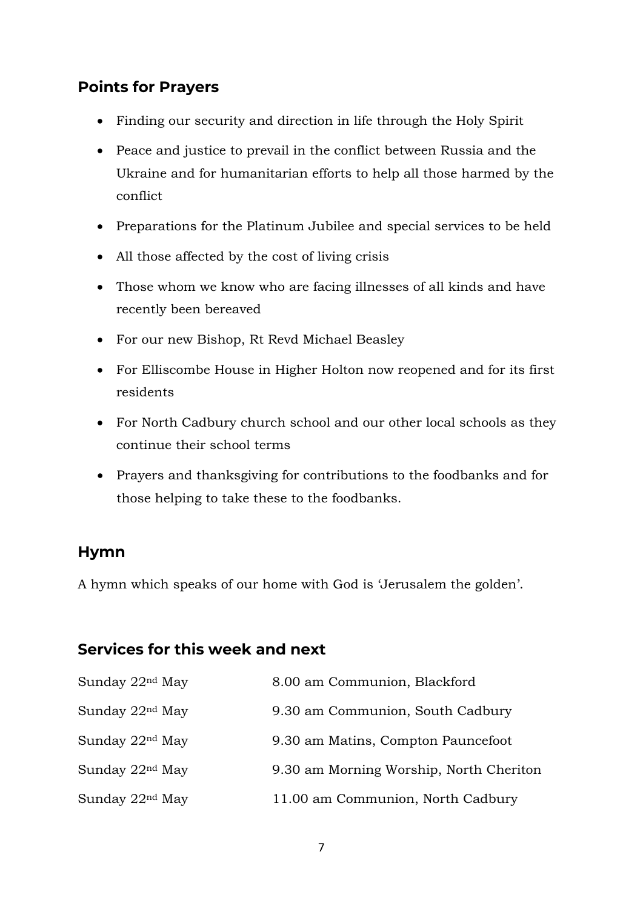## Points for Prayers

- Finding our security and direction in life through the Holy Spirit
- Peace and justice to prevail in the conflict between Russia and the Ukraine and for humanitarian efforts to help all those harmed by the conflict
- Preparations for the Platinum Jubilee and special services to be held
- All those affected by the cost of living crisis
- Those whom we know who are facing illnesses of all kinds and have recently been bereaved
- For our new Bishop, Rt Revd Michael Beasley
- For Elliscombe House in Higher Holton now reopened and for its first residents
- For North Cadbury church school and our other local schools as they continue their school terms
- Prayers and thanksgiving for contributions to the foodbanks and for those helping to take these to the foodbanks.

## Hymn

A hymn which speaks of our home with God is 'Jerusalem the golden'.

## Services for this week and next

| | |
|---|---|
| Sunday 22nd May | 8.00 am Communion, Blackford |
| Sunday 22nd May | 9.30 am Communion, South Cadbury |
| Sunday 22nd May | 9.30 am Matins, Compton Pauncefoot |
| Sunday 22nd May | 9.30 am Morning Worship, North Cheriton |
| Sunday 22nd May | 11.00 am Communion, North Cadbury |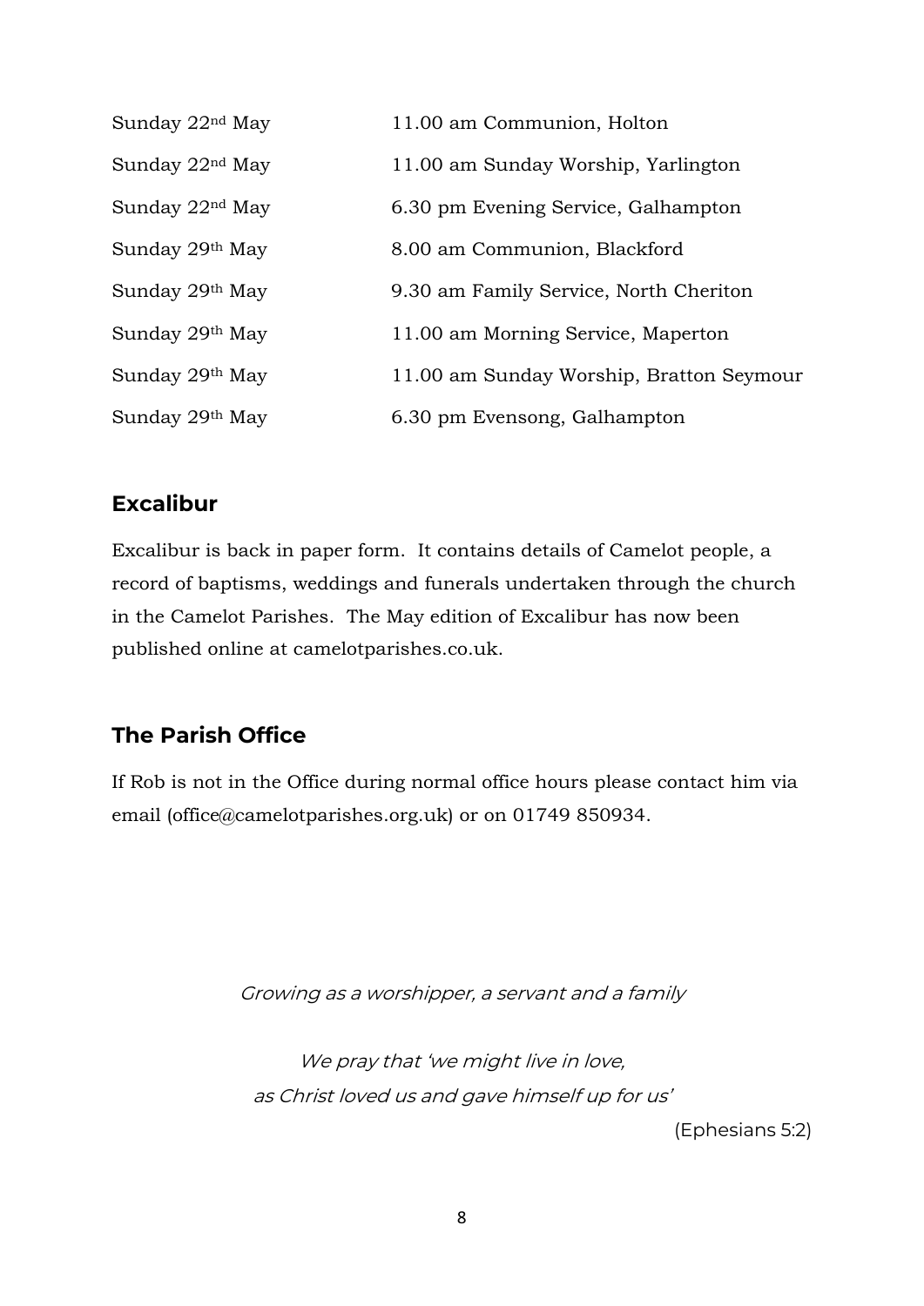| | |
|---|---|
| Sunday 22nd May | 11.00 am Communion, Holton |
| Sunday 22nd May | 11.00 am Sunday Worship, Yarlington |
| Sunday 22nd May | 6.30 pm Evening Service, Galhampton |
| Sunday 29th May | 8.00 am Communion, Blackford |
| Sunday 29th May | 9.30 am Family Service, North Cheriton |
| Sunday 29th May | 11.00 am Morning Service, Maperton |
| Sunday 29th May | 11.00 am Sunday Worship, Bratton Seymour |
| Sunday 29th May | 6.30 pm Evensong, Galhampton |

## Excalibur

Excalibur is back in paper form. It contains details of Camelot people, a record of baptisms, weddings and funerals undertaken through the church in the Camelot Parishes. The May edition of Excalibur has now been published online at camelotparishes.co.uk.

## The Parish Office

If Rob is not in the Office during normal office hours please contact him via email (office@camelotparishes.org.uk) or on 01749 850934.

*Growing as a worshipper, a servant and a family*

*We pray that 'we might live in love,*
*as Christ loved us and gave himself up for us'*

(Ephesians 5:2)